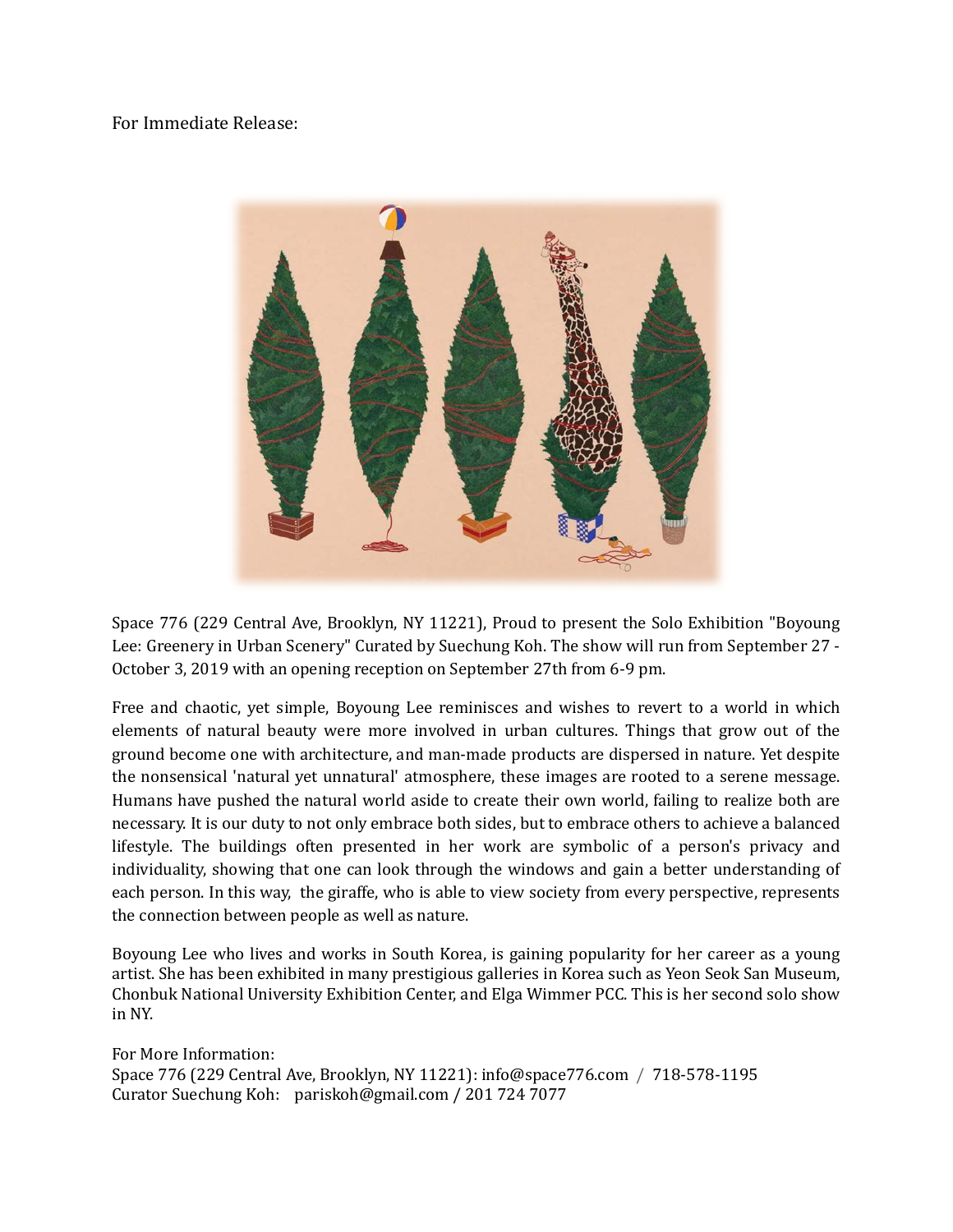For Immediate Release:

Space 776 (229 Central Ave, Brooklyn, NY 11221), Proud to present the Solo Exhibition "Boyoung Lee: Greenery in Urban Scenery" Curated by Suechung Koh. The show will run from September 27 - October 3, 2019 with an opening reception on September 27th from 6-9 pm.

Free and chaotic, yet simple, Boyoung Lee reminisces and wishes to revert to a world in which elements of natural beauty were more involved in urban cultures. Things that grow out of the ground become one with architecture, and man-made products are dispersed in nature. Yet despite the nonsensical 'natural yet unnatural' atmosphere, these images are rooted to a serene message. Humans have pushed the natural world aside to create their own world, failing to realize both are necessary. It is our duty to not only embrace both sides, but to embrace others to achieve a balanced lifestyle. The buildings often presented in her work are symbolic of a person's privacy and individuality, showing that one can look through the windows and gain a better understanding of each person. In this way, the giraffe, who is able to view society from every perspective, represents the connection between people as well as nature.

Boyoung Lee who lives and works in South Korea, is gaining popularity for her career as a young artist. She has been exhibited in many prestigious galleries in Korea such as Yeon Seok San Museum, Chonbuk National University Exhibition Center, and Elga Wimmer PCC. This is her second solo show in NY.

For More Information:
Space 776 (229 Central Ave, Brooklyn, NY 11221): info@space776.com / 718-578-1195
Curator Suechung Koh: pariskoh@gmail.com / 201 724 7077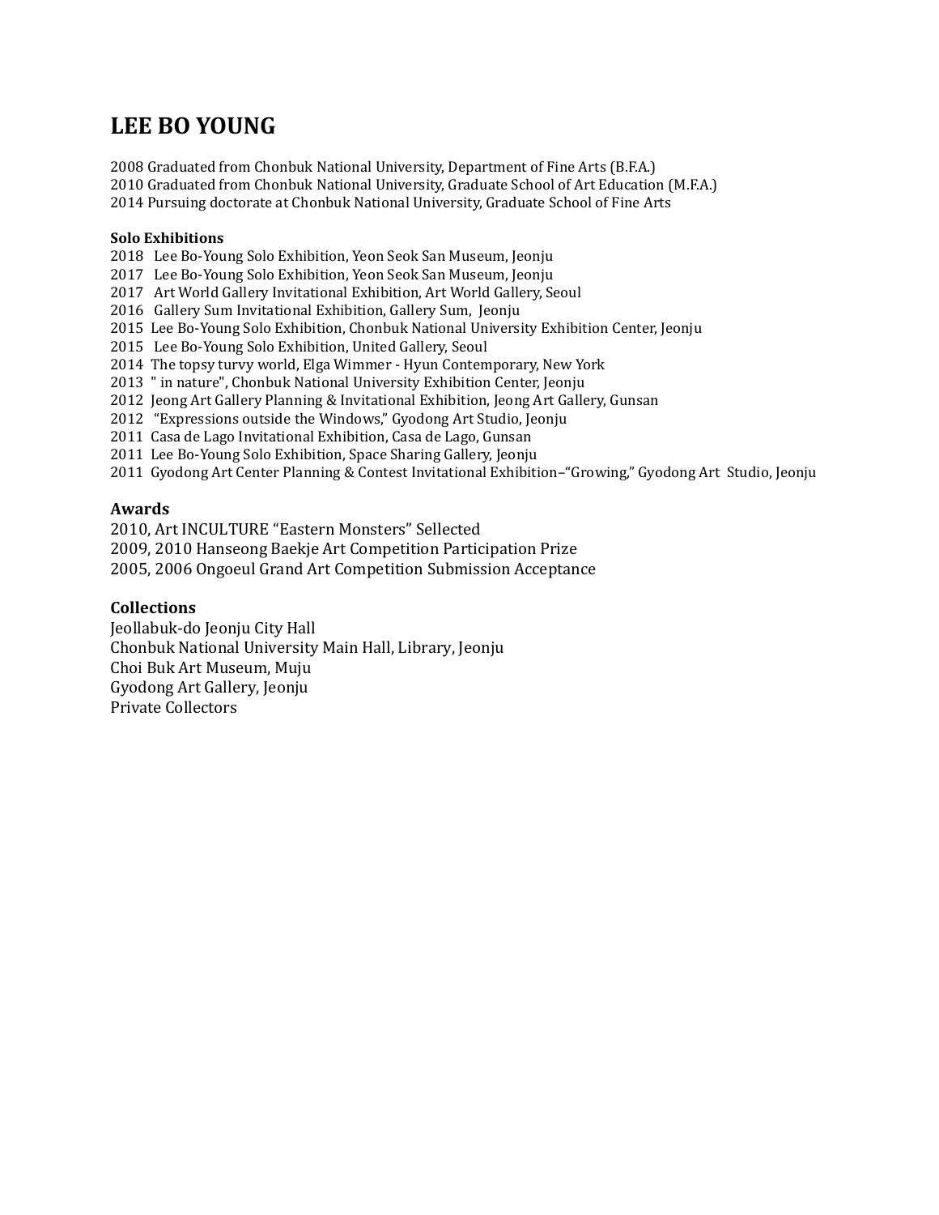# LEE BO YOUNG

2008 Graduated from Chonbuk National University, Department of Fine Arts (B.F.A.)
2010 Graduated from Chonbuk National University, Graduate School of Art Education (M.F.A.)
2014 Pursuing doctorate at Chonbuk National University, Graduate School of Fine Arts

**Solo Exhibitions**

2018 Lee Bo-Young Solo Exhibition, Yeon Seok San Museum, Jeonju
2017 Lee Bo-Young Solo Exhibition, Yeon Seok San Museum, Jeonju
2017 Art World Gallery Invitational Exhibition, Art World Gallery, Seoul
2016 Gallery Sum Invitational Exhibition, Gallery Sum, Jeonju
2015 Lee Bo-Young Solo Exhibition, Chonbuk National University Exhibition Center, Jeonju
2015 Lee Bo-Young Solo Exhibition, United Gallery, Seoul
2014 The topsy turvy world, Elga Wimmer - Hyun Contemporary, New York
2013 " in nature", Chonbuk National University Exhibition Center, Jeonju
2012 Jeong Art Gallery Planning & Invitational Exhibition, Jeong Art Gallery, Gunsan
2012 "Expressions outside the Windows," Gyodong Art Studio, Jeonju
2011 Casa de Lago Invitational Exhibition, Casa de Lago, Gunsan
2011 Lee Bo-Young Solo Exhibition, Space Sharing Gallery, Jeonju
2011 Gyodong Art Center Planning & Contest Invitational Exhibition–"Growing," Gyodong Art Studio, Jeonju

### Awards

2010, Art INCULTURE "Eastern Monsters" Sellected
2009, 2010 Hanseong Baekje Art Competition Participation Prize
2005, 2006 Ongoeul Grand Art Competition Submission Acceptance

### Collections

Jeollabuk-do Jeonju City Hall
Chonbuk National University Main Hall, Library, Jeonju
Choi Buk Art Museum, Muju
Gyodong Art Gallery, Jeonju
Private Collectors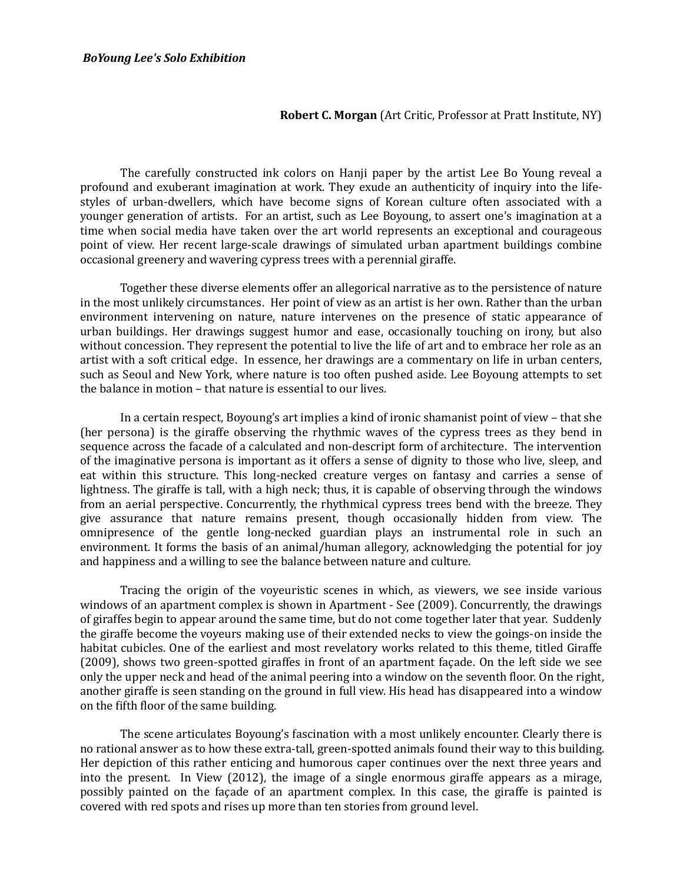***BoYoung Lee's Solo Exhibition***

**Robert C. Morgan** (Art Critic, Professor at Pratt Institute, NY)

The carefully constructed ink colors on Hanji paper by the artist Lee Bo Young reveal a profound and exuberant imagination at work. They exude an authenticity of inquiry into the life-styles of urban-dwellers, which have become signs of Korean culture often associated with a younger generation of artists. For an artist, such as Lee Boyoung, to assert one's imagination at a time when social media have taken over the art world represents an exceptional and courageous point of view. Her recent large-scale drawings of simulated urban apartment buildings combine occasional greenery and wavering cypress trees with a perennial giraffe.

Together these diverse elements offer an allegorical narrative as to the persistence of nature in the most unlikely circumstances. Her point of view as an artist is her own. Rather than the urban environment intervening on nature, nature intervenes on the presence of static appearance of urban buildings. Her drawings suggest humor and ease, occasionally touching on irony, but also without concession. They represent the potential to live the life of art and to embrace her role as an artist with a soft critical edge. In essence, her drawings are a commentary on life in urban centers, such as Seoul and New York, where nature is too often pushed aside. Lee Boyoung attempts to set the balance in motion – that nature is essential to our lives.

In a certain respect, Boyoung's art implies a kind of ironic shamanist point of view – that she (her persona) is the giraffe observing the rhythmic waves of the cypress trees as they bend in sequence across the facade of a calculated and non-descript form of architecture. The intervention of the imaginative persona is important as it offers a sense of dignity to those who live, sleep, and eat within this structure. This long-necked creature verges on fantasy and carries a sense of lightness. The giraffe is tall, with a high neck; thus, it is capable of observing through the windows from an aerial perspective. Concurrently, the rhythmical cypress trees bend with the breeze. They give assurance that nature remains present, though occasionally hidden from view. The omnipresence of the gentle long-necked guardian plays an instrumental role in such an environment. It forms the basis of an animal/human allegory, acknowledging the potential for joy and happiness and a willing to see the balance between nature and culture.

Tracing the origin of the voyeuristic scenes in which, as viewers, we see inside various windows of an apartment complex is shown in Apartment - See (2009). Concurrently, the drawings of giraffes begin to appear around the same time, but do not come together later that year. Suddenly the giraffe become the voyeurs making use of their extended necks to view the goings-on inside the habitat cubicles. One of the earliest and most revelatory works related to this theme, titled Giraffe (2009), shows two green-spotted giraffes in front of an apartment façade. On the left side we see only the upper neck and head of the animal peering into a window on the seventh floor. On the right, another giraffe is seen standing on the ground in full view. His head has disappeared into a window on the fifth floor of the same building.

The scene articulates Boyoung's fascination with a most unlikely encounter. Clearly there is no rational answer as to how these extra-tall, green-spotted animals found their way to this building. Her depiction of this rather enticing and humorous caper continues over the next three years and into the present. In View (2012), the image of a single enormous giraffe appears as a mirage, possibly painted on the façade of an apartment complex. In this case, the giraffe is painted is covered with red spots and rises up more than ten stories from ground level.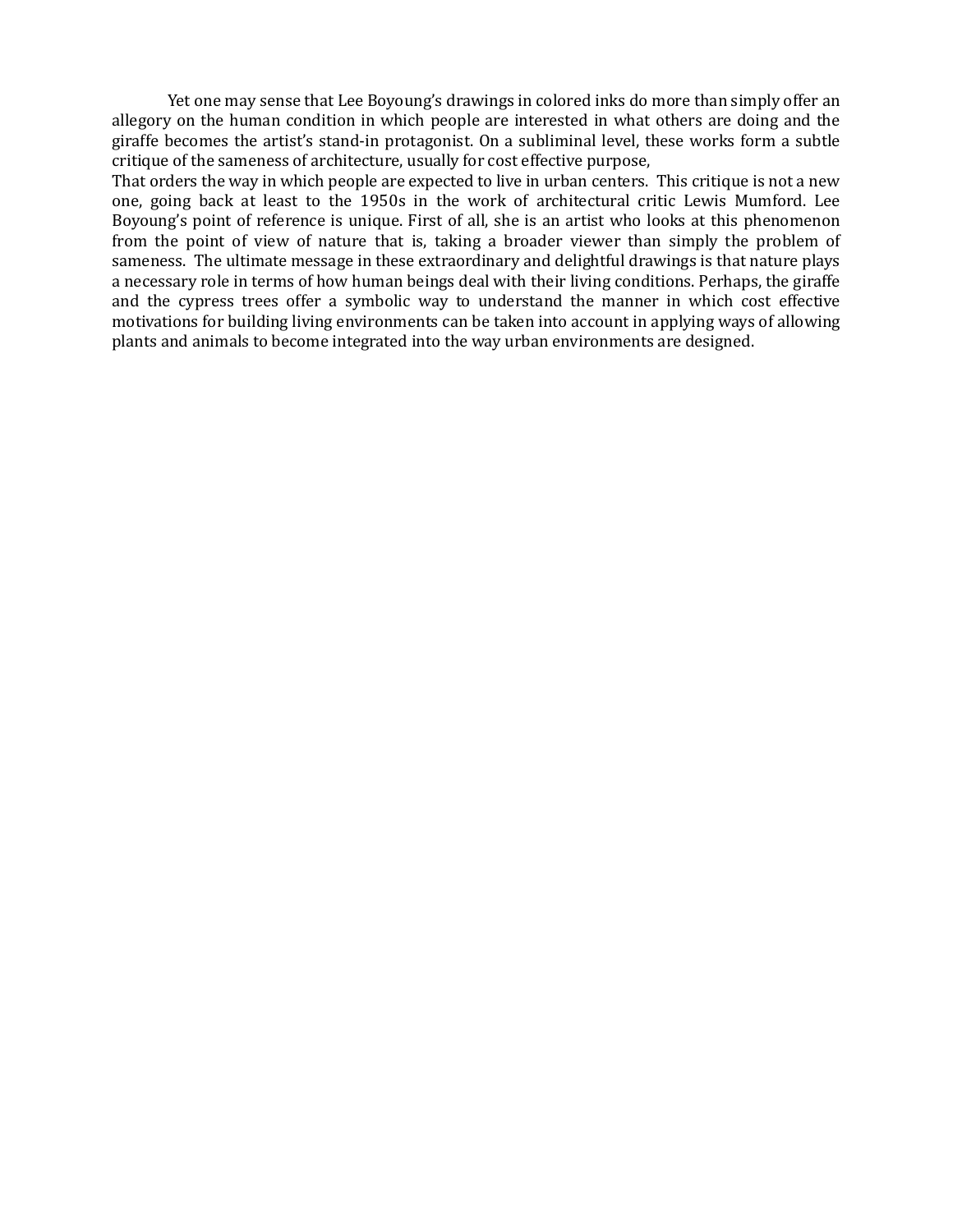Yet one may sense that Lee Boyoung's drawings in colored inks do more than simply offer an allegory on the human condition in which people are interested in what others are doing and the giraffe becomes the artist's stand-in protagonist. On a subliminal level, these works form a subtle critique of the sameness of architecture, usually for cost effective purpose,

That orders the way in which people are expected to live in urban centers. This critique is not a new one, going back at least to the 1950s in the work of architectural critic Lewis Mumford. Lee Boyoung's point of reference is unique. First of all, she is an artist who looks at this phenomenon from the point of view of nature that is, taking a broader viewer than simply the problem of sameness. The ultimate message in these extraordinary and delightful drawings is that nature plays a necessary role in terms of how human beings deal with their living conditions. Perhaps, the giraffe and the cypress trees offer a symbolic way to understand the manner in which cost effective motivations for building living environments can be taken into account in applying ways of allowing plants and animals to become integrated into the way urban environments are designed.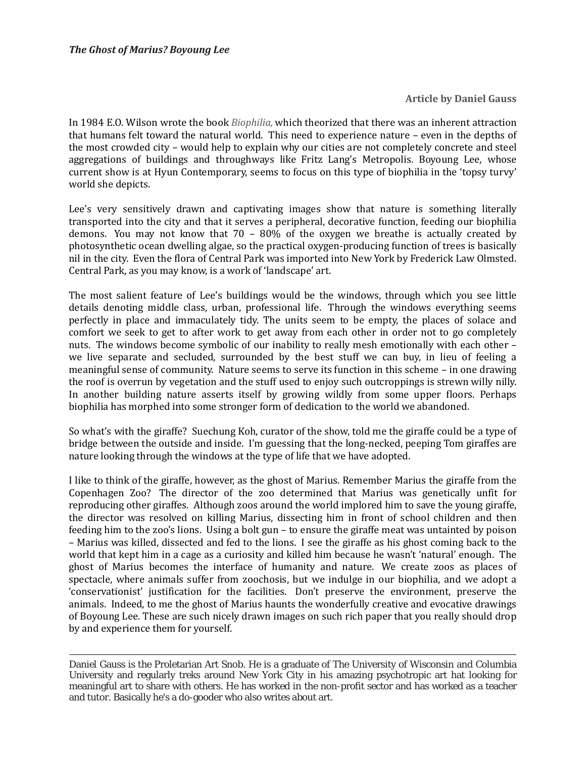***The Ghost of Marius? Boyoung Lee***

**Article by Daniel Gauss**

In 1984 E.O. Wilson wrote the book *Biophilia,* which theorized that there was an inherent attraction that humans felt toward the natural world. This need to experience nature – even in the depths of the most crowded city – would help to explain why our cities are not completely concrete and steel aggregations of buildings and throughways like Fritz Lang's Metropolis. Boyoung Lee, whose current show is at Hyun Contemporary, seems to focus on this type of biophilia in the 'topsy turvy' world she depicts.

Lee's very sensitively drawn and captivating images show that nature is something literally transported into the city and that it serves a peripheral, decorative function, feeding our biophilia demons. You may not know that 70 – 80% of the oxygen we breathe is actually created by photosynthetic ocean dwelling algae, so the practical oxygen-producing function of trees is basically nil in the city. Even the flora of Central Park was imported into New York by Frederick Law Olmsted. Central Park, as you may know, is a work of 'landscape' art.

The most salient feature of Lee's buildings would be the windows, through which you see little details denoting middle class, urban, professional life. Through the windows everything seems perfectly in place and immaculately tidy. The units seem to be empty, the places of solace and comfort we seek to get to after work to get away from each other in order not to go completely nuts. The windows become symbolic of our inability to really mesh emotionally with each other – we live separate and secluded, surrounded by the best stuff we can buy, in lieu of feeling a meaningful sense of community. Nature seems to serve its function in this scheme – in one drawing the roof is overrun by vegetation and the stuff used to enjoy such outcroppings is strewn willy nilly. In another building nature asserts itself by growing wildly from some upper floors. Perhaps biophilia has morphed into some stronger form of dedication to the world we abandoned.

So what's with the giraffe? Suechung Koh, curator of the show, told me the giraffe could be a type of bridge between the outside and inside. I'm guessing that the long-necked, peeping Tom giraffes are nature looking through the windows at the type of life that we have adopted.

I like to think of the giraffe, however, as the ghost of Marius. Remember Marius the giraffe from the Copenhagen Zoo? The director of the zoo determined that Marius was genetically unfit for reproducing other giraffes. Although zoos around the world implored him to save the young giraffe, the director was resolved on killing Marius, dissecting him in front of school children and then feeding him to the zoo's lions. Using a bolt gun – to ensure the giraffe meat was untainted by poison – Marius was killed, dissected and fed to the lions. I see the giraffe as his ghost coming back to the world that kept him in a cage as a curiosity and killed him because he wasn't 'natural' enough. The ghost of Marius becomes the interface of humanity and nature. We create zoos as places of spectacle, where animals suffer from zoochosis, but we indulge in our biophilia, and we adopt a 'conservationist' justification for the facilities. Don't preserve the environment, preserve the animals. Indeed, to me the ghost of Marius haunts the wonderfully creative and evocative drawings of Boyoung Lee. These are such nicely drawn images on such rich paper that you really should drop by and experience them for yourself.

---

Daniel Gauss is the Proletarian Art Snob. He is a graduate of The University of Wisconsin and Columbia University and regularly treks around New York City in his amazing psychotropic art hat looking for meaningful art to share with others. He has worked in the non-profit sector and has worked as a teacher and tutor. Basically he's a do-gooder who also writes about art.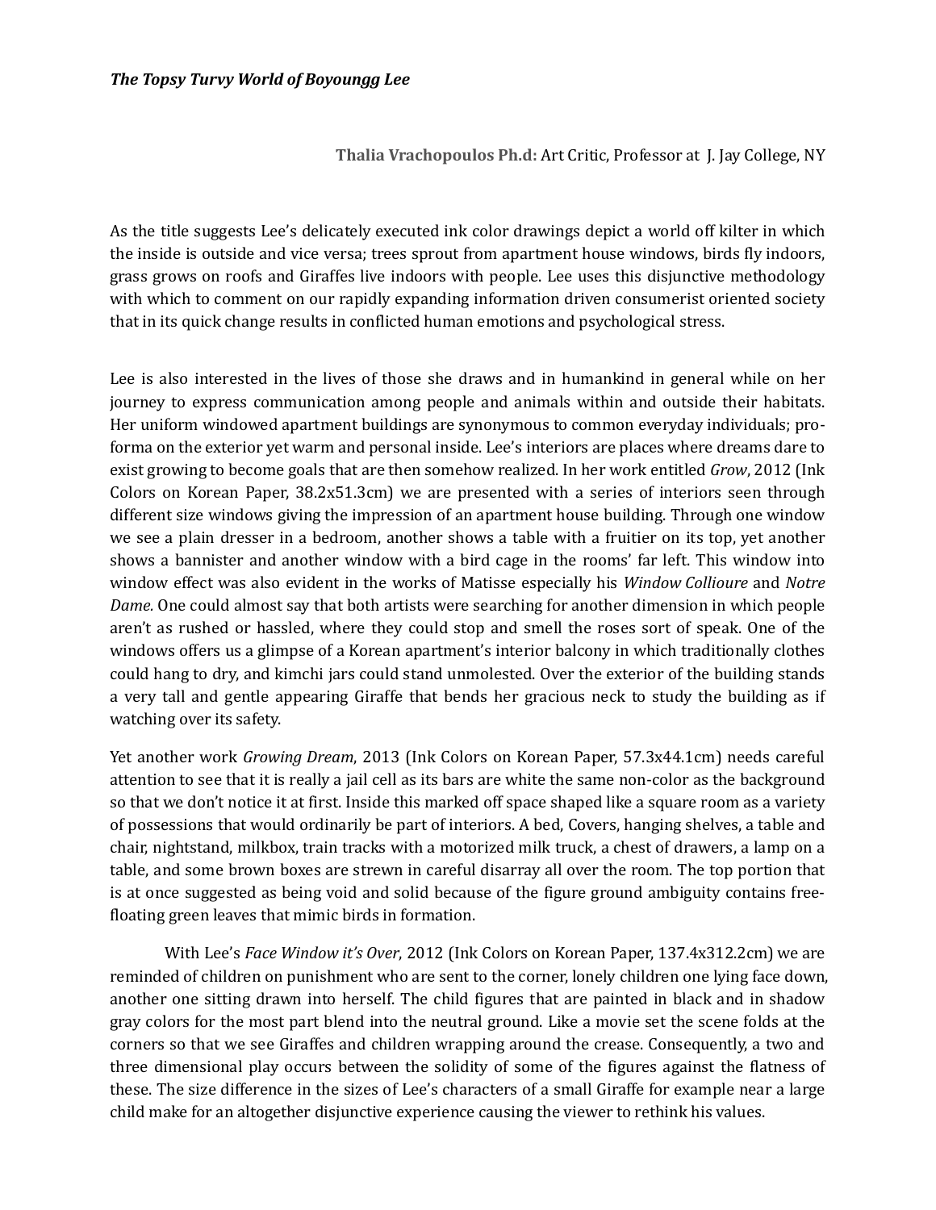***The Topsy Turvy World of Boyoungg Lee***

**Thalia Vrachopoulos Ph.d:** Art Critic, Professor at J. Jay College, NY

As the title suggests Lee's delicately executed ink color drawings depict a world off kilter in which the inside is outside and vice versa; trees sprout from apartment house windows, birds fly indoors, grass grows on roofs and Giraffes live indoors with people. Lee uses this disjunctive methodology with which to comment on our rapidly expanding information driven consumerist oriented society that in its quick change results in conflicted human emotions and psychological stress.

Lee is also interested in the lives of those she draws and in humankind in general while on her journey to express communication among people and animals within and outside their habitats. Her uniform windowed apartment buildings are synonymous to common everyday individuals; pro-forma on the exterior yet warm and personal inside. Lee's interiors are places where dreams dare to exist growing to become goals that are then somehow realized. In her work entitled *Grow*, 2012 (Ink Colors on Korean Paper, 38.2x51.3cm) we are presented with a series of interiors seen through different size windows giving the impression of an apartment house building. Through one window we see a plain dresser in a bedroom, another shows a table with a fruitier on its top, yet another shows a bannister and another window with a bird cage in the rooms' far left. This window into window effect was also evident in the works of Matisse especially his *Window Collioure* and *Notre Dame.* One could almost say that both artists were searching for another dimension in which people aren't as rushed or hassled, where they could stop and smell the roses sort of speak. One of the windows offers us a glimpse of a Korean apartment's interior balcony in which traditionally clothes could hang to dry, and kimchi jars could stand unmolested. Over the exterior of the building stands a very tall and gentle appearing Giraffe that bends her gracious neck to study the building as if watching over its safety.

Yet another work *Growing Dream*, 2013 (Ink Colors on Korean Paper, 57.3x44.1cm) needs careful attention to see that it is really a jail cell as its bars are white the same non-color as the background so that we don't notice it at first. Inside this marked off space shaped like a square room as a variety of possessions that would ordinarily be part of interiors. A bed, Covers, hanging shelves, a table and chair, nightstand, milkbox, train tracks with a motorized milk truck, a chest of drawers, a lamp on a table, and some brown boxes are strewn in careful disarray all over the room. The top portion that is at once suggested as being void and solid because of the figure ground ambiguity contains free-floating green leaves that mimic birds in formation.

With Lee's *Face Window it's Over*, 2012 (Ink Colors on Korean Paper, 137.4x312.2cm) we are reminded of children on punishment who are sent to the corner, lonely children one lying face down, another one sitting drawn into herself. The child figures that are painted in black and in shadow gray colors for the most part blend into the neutral ground. Like a movie set the scene folds at the corners so that we see Giraffes and children wrapping around the crease. Consequently, a two and three dimensional play occurs between the solidity of some of the figures against the flatness of these. The size difference in the sizes of Lee's characters of a small Giraffe for example near a large child make for an altogether disjunctive experience causing the viewer to rethink his values.